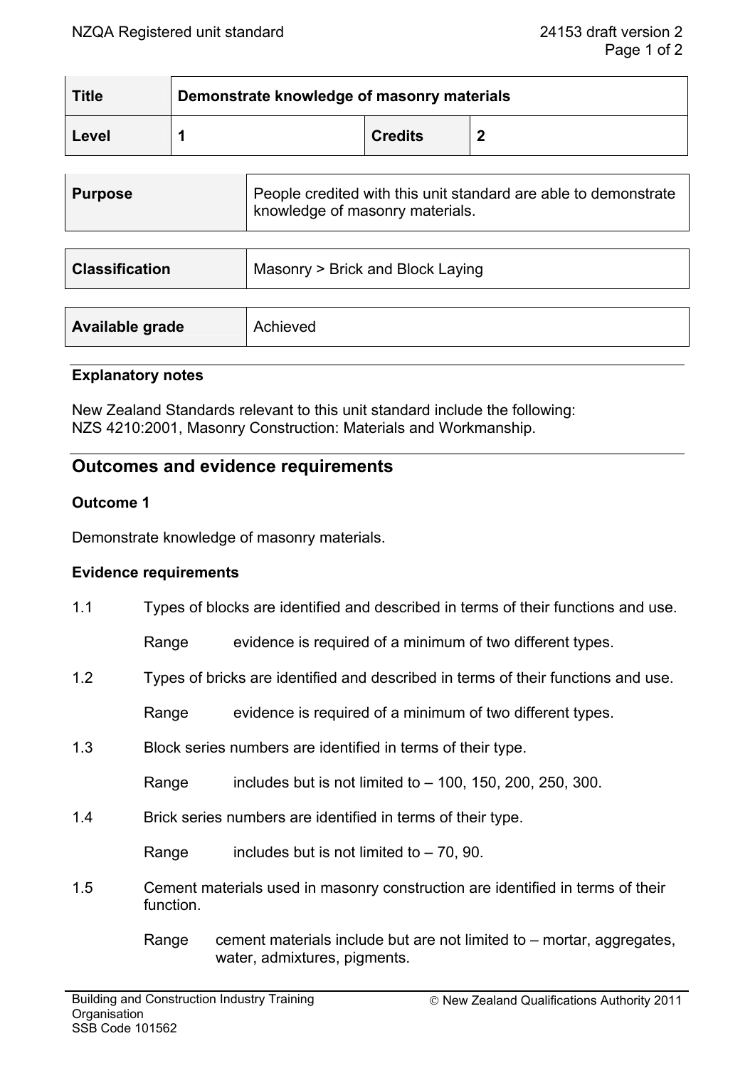| Title | Demonstrate knowledge of masonry materials | | |
|---|---|---|---|
| Level | 1 | Credits | 2 |

| Purpose | People credited with this unit standard are able to demonstrate knowledge of masonry materials. |
|---|---|

| Classification | Masonry > Brick and Block Laying |
|---|---|

| Available grade | Achieved |
|---|---|

### Explanatory notes

New Zealand Standards relevant to this unit standard include the following:
NZS 4210:2001, Masonry Construction: Materials and Workmanship.

## Outcomes and evidence requirements

### Outcome 1

Demonstrate knowledge of masonry materials.

### Evidence requirements

1.1 Types of blocks are identified and described in terms of their functions and use.

Range evidence is required of a minimum of two different types.

1.2 Types of bricks are identified and described in terms of their functions and use.

Range evidence is required of a minimum of two different types.

1.3 Block series numbers are identified in terms of their type.

Range includes but is not limited to – 100, 150, 200, 250, 300.

1.4 Brick series numbers are identified in terms of their type.

Range includes but is not limited to – 70, 90.

1.5 Cement materials used in masonry construction are identified in terms of their function.

Range cement materials include but are not limited to – mortar, aggregates, water, admixtures, pigments.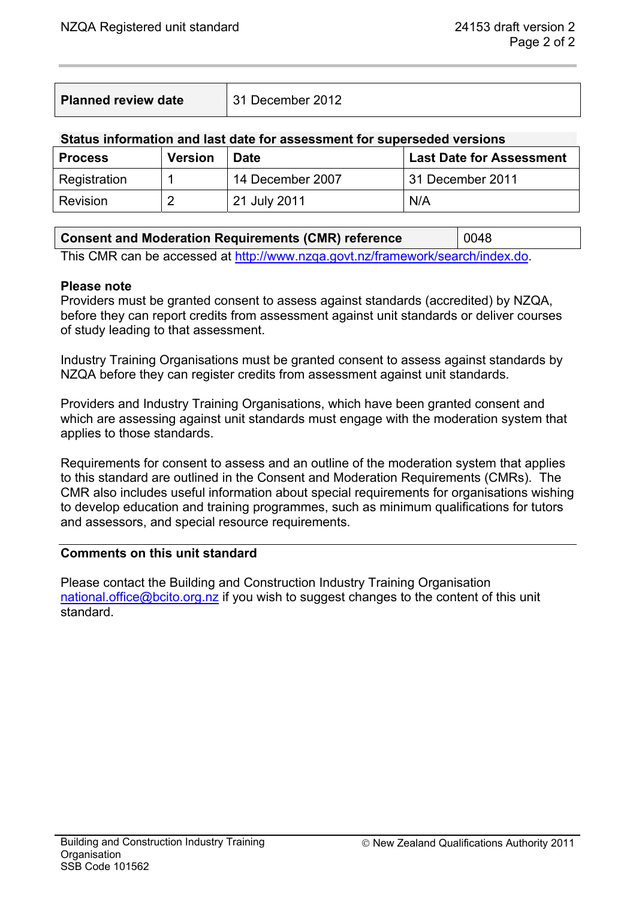| | |
|---|---|
| **Planned review date** | 31 December 2012 |

**Status information and last date for assessment for superseded versions**

| Process | Version | Date | Last Date for Assessment |
|---|---|---|---|
| Registration | 1 | 14 December 2007 | 31 December 2011 |
| Revision | 2 | 21 July 2011 | N/A |

| | |
|---|---|
| **Consent and Moderation Requirements (CMR) reference** | 0048 |

This CMR can be accessed at http://www.nzqa.govt.nz/framework/search/index.do.

**Please note**
Providers must be granted consent to assess against standards (accredited) by NZQA, before they can report credits from assessment against unit standards or deliver courses of study leading to that assessment.

Industry Training Organisations must be granted consent to assess against standards by NZQA before they can register credits from assessment against unit standards.

Providers and Industry Training Organisations, which have been granted consent and which are assessing against unit standards must engage with the moderation system that applies to those standards.

Requirements for consent to assess and an outline of the moderation system that applies to this standard are outlined in the Consent and Moderation Requirements (CMRs). The CMR also includes useful information about special requirements for organisations wishing to develop education and training programmes, such as minimum qualifications for tutors and assessors, and special resource requirements.

**Comments on this unit standard**

Please contact the Building and Construction Industry Training Organisation national.office@bcito.org.nz if you wish to suggest changes to the content of this unit standard.